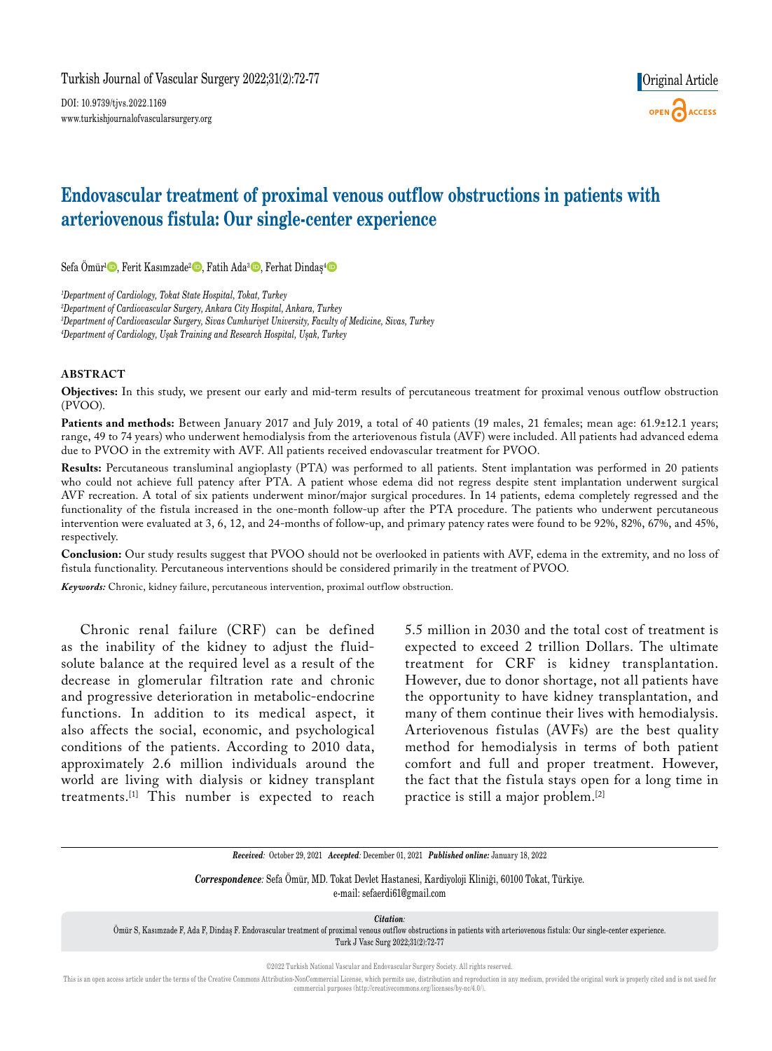Original Article

# Endovascular treatment of proximal venous outflow obstructions in patients with arteriovenous fistula: Our single-center experience

Sefa Ömür[1], Ferit Kasımzade[2], Fatih Ada[3], Ferhat Dindaş[4]

[1]*Department of Cardiology, Tokat State Hospital, Tokat, Turkey*
[2]*Department of Cardiovascular Surgery, Ankara City Hospital, Ankara, Turkey*
[3]*Department of Cardiovascular Surgery, Sivas Cumhuriyet University, Faculty of Medicine, Sivas, Turkey*
[4]*Department of Cardiology, Uşak Training and Research Hospital, Uşak, Turkey*

## ABSTRACT

**Objectives:** In this study, we present our early and mid-term results of percutaneous treatment for proximal venous outflow obstruction (PVOO).

**Patients and methods:** Between January 2017 and July 2019, a total of 40 patients (19 males, 21 females; mean age: 61.9±12.1 years; range, 49 to 74 years) who underwent hemodialysis from the arteriovenous fistula (AVF) were included. All patients had advanced edema due to PVOO in the extremity with AVF. All patients received endovascular treatment for PVOO.

**Results:** Percutaneous transluminal angioplasty (PTA) was performed to all patients. Stent implantation was performed in 20 patients who could not achieve full patency after PTA. A patient whose edema did not regress despite stent implantation underwent surgical AVF recreation. A total of six patients underwent minor/major surgical procedures. In 14 patients, edema completely regressed and the functionality of the fistula increased in the one-month follow-up after the PTA procedure. The patients who underwent percutaneous intervention were evaluated at 3, 6, 12, and 24-months of follow-up, and primary patency rates were found to be 92%, 82%, 67%, and 45%, respectively.

**Conclusion:** Our study results suggest that PVOO should not be overlooked in patients with AVF, edema in the extremity, and no loss of fistula functionality. Percutaneous interventions should be considered primarily in the treatment of PVOO.

***Keywords:*** Chronic, kidney failure, percutaneous intervention, proximal outflow obstruction.

Chronic renal failure (CRF) can be defined as the inability of the kidney to adjust the fluid-solute balance at the required level as a result of the decrease in glomerular filtration rate and chronic and progressive deterioration in metabolic-endocrine functions. In addition to its medical aspect, it also affects the social, economic, and psychological conditions of the patients. According to 2010 data, approximately 2.6 million individuals around the world are living with dialysis or kidney transplant treatments.[1] This number is expected to reach 5.5 million in 2030 and the total cost of treatment is expected to exceed 2 trillion Dollars. The ultimate treatment for CRF is kidney transplantation. However, due to donor shortage, not all patients have the opportunity to have kidney transplantation, and many of them continue their lives with hemodialysis. Arteriovenous fistulas (AVFs) are the best quality method for hemodialysis in terms of both patient comfort and full and proper treatment. However, the fact that the fistula stays open for a long time in practice is still a major problem.[2]

***Received:*** October 29, 2021 ***Accepted:*** December 01, 2021 ***Published online:*** January 18, 2022

***Correspondence:*** Sefa Ömür, MD. Tokat Devlet Hastanesi, Kardiyoloji Kliniği, 60100 Tokat, Türkiye.
e-mail: sefaerdi61@gmail.com

***Citation:***
Ömür S, Kasımzade F, Ada F, Dindaş F. Endovascular treatment of proximal venous outflow obstructions in patients with arteriovenous fistula: Our single-center experience. Turk J Vasc Surg 2022;31(2):72-77

©2022 Turkish National Vascular and Endovascular Surgery Society. All rights reserved.

This is an open access article under the terms of the Creative Commons Attribution-NonCommercial License, which permits use, distribution and reproduction in any medium, provided the original work is properly cited and is not used for commercial purposes (http://creativecommons.org/licenses/by-nc/4.0/).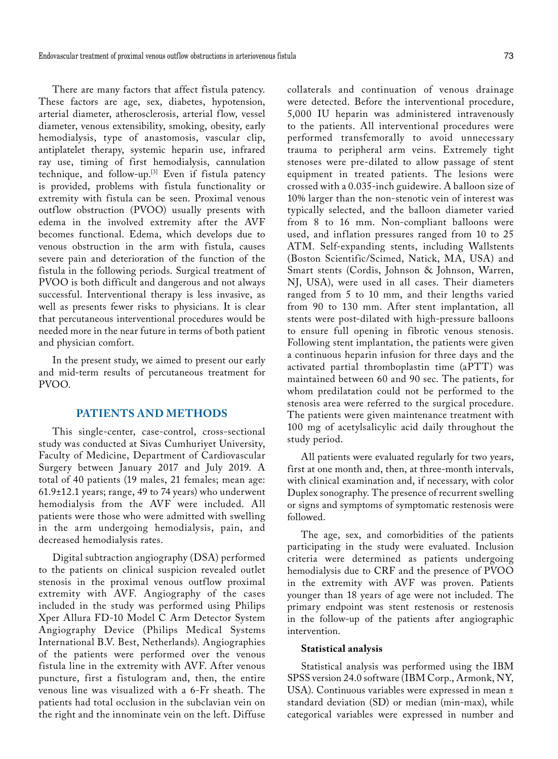There are many factors that affect fistula patency. These factors are age, sex, diabetes, hypotension, arterial diameter, atherosclerosis, arterial flow, vessel diameter, venous extensibility, smoking, obesity, early hemodialysis, type of anastomosis, vascular clip, antiplatelet therapy, systemic heparin use, infrared ray use, timing of first hemodialysis, cannulation technique, and follow-up.[3] Even if fistula patency is provided, problems with fistula functionality or extremity with fistula can be seen. Proximal venous outflow obstruction (PVOO) usually presents with edema in the involved extremity after the AVF becomes functional. Edema, which develops due to venous obstruction in the arm with fistula, causes severe pain and deterioration of the function of the fistula in the following periods. Surgical treatment of PVOO is both difficult and dangerous and not always successful. Interventional therapy is less invasive, as well as presents fewer risks to physicians. It is clear that percutaneous interventional procedures would be needed more in the near future in terms of both patient and physician comfort.

In the present study, we aimed to present our early and mid-term results of percutaneous treatment for PVOO.

## PATIENTS AND METHODS

This single-center, case-control, cross-sectional study was conducted at Sivas Cumhuriyet University, Faculty of Medicine, Department of Cardiovascular Surgery between January 2017 and July 2019. A total of 40 patients (19 males, 21 females; mean age: 61.9±12.1 years; range, 49 to 74 years) who underwent hemodialysis from the AVF were included. All patients were those who were admitted with swelling in the arm undergoing hemodialysis, pain, and decreased hemodialysis rates.

Digital subtraction angiography (DSA) performed to the patients on clinical suspicion revealed outlet stenosis in the proximal venous outflow proximal extremity with AVF. Angiography of the cases included in the study was performed using Philips Xper Allura FD-10 Model C Arm Detector System Angiography Device (Philips Medical Systems International B.V. Best, Netherlands). Angiographies of the patients were performed over the venous fistula line in the extremity with AVF. After venous puncture, first a fistulogram and, then, the entire venous line was visualized with a 6-Fr sheath. The patients had total occlusion in the subclavian vein on the right and the innominate vein on the left. Diffuse collaterals and continuation of venous drainage were detected. Before the interventional procedure, 5,000 IU heparin was administered intravenously to the patients. All interventional procedures were performed transfemorally to avoid unnecessary trauma to peripheral arm veins. Extremely tight stenoses were pre-dilated to allow passage of stent equipment in treated patients. The lesions were crossed with a 0.035-inch guidewire. A balloon size of 10% larger than the non-stenotic vein of interest was typically selected, and the balloon diameter varied from 8 to 16 mm. Non-compliant balloons were used, and inflation pressures ranged from 10 to 25 ATM. Self-expanding stents, including Wallstents (Boston Scientific/Scimed, Natick, MA, USA) and Smart stents (Cordis, Johnson & Johnson, Warren, NJ, USA), were used in all cases. Their diameters ranged from 5 to 10 mm, and their lengths varied from 90 to 130 mm. After stent implantation, all stents were post-dilated with high-pressure balloons to ensure full opening in fibrotic venous stenosis. Following stent implantation, the patients were given a continuous heparin infusion for three days and the activated partial thromboplastin time (aPTT) was maintained between 60 and 90 sec. The patients, for whom predilatation could not be performed to the stenosis area were referred to the surgical procedure. The patients were given maintenance treatment with 100 mg of acetylsalicylic acid daily throughout the study period.

All patients were evaluated regularly for two years, first at one month and, then, at three-month intervals, with clinical examination and, if necessary, with color Duplex sonography. The presence of recurrent swelling or signs and symptoms of symptomatic restenosis were followed.

The age, sex, and comorbidities of the patients participating in the study were evaluated. Inclusion criteria were determined as patients undergoing hemodialysis due to CRF and the presence of PVOO in the extremity with AVF was proven. Patients younger than 18 years of age were not included. The primary endpoint was stent restenosis or restenosis in the follow-up of the patients after angiographic intervention.

### Statistical analysis

Statistical analysis was performed using the IBM SPSS version 24.0 software (IBM Corp., Armonk, NY, USA). Continuous variables were expressed in mean ± standard deviation (SD) or median (min-max), while categorical variables were expressed in number and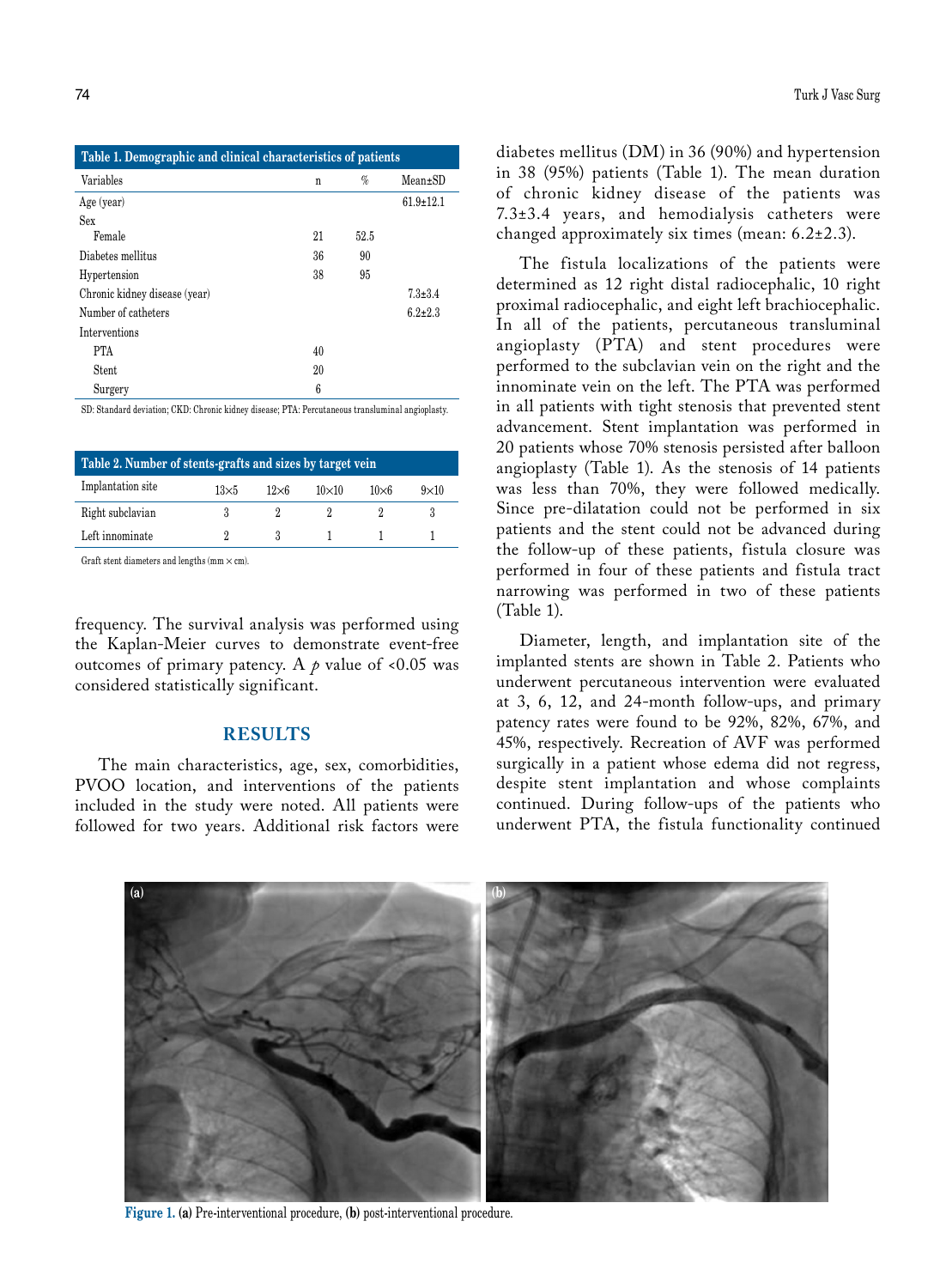**Table 1. Demographic and clinical characteristics of patients**

| Variables | n | % | Mean±SD |
|---|---|---|---|
| Age (year) | | | 61.9±12.1 |
| Sex | | | |
| Female | 21 | 52.5 | |
| Diabetes mellitus | 36 | 90 | |
| Hypertension | 38 | 95 | |
| Chronic kidney disease (year) | | | 7.3±3.4 |
| Number of catheters | | | 6.2±2.3 |
| Interventions | | | |
| PTA | 40 | | |
| Stent | 20 | | |
| Surgery | 6 | | |

SD: Standard deviation; CKD: Chronic kidney disease; PTA: Percutaneous transluminal angioplasty.

**Table 2. Number of stents-grafts and sizes by target vein**

| Implantation site | 13×5 | 12×6 | 10×10 | 10×6 | 9×10 |
|---|---|---|---|---|---|
| Right subclavian | 3 | 2 | 2 | 2 | 3 |
| Left innominate | 2 | 3 | 1 | 1 | 1 |

Graft stent diameters and lengths (mm × cm).

frequency. The survival analysis was performed using the Kaplan-Meier curves to demonstrate event-free outcomes of primary patency. A $p$ value of <0.05 was considered statistically significant.

## RESULTS

The main characteristics, age, sex, comorbidities, PVOO location, and interventions of the patients included in the study were noted. All patients were followed for two years. Additional risk factors were diabetes mellitus (DM) in 36 (90%) and hypertension in 38 (95%) patients (Table 1). The mean duration of chronic kidney disease of the patients was 7.3±3.4 years, and hemodialysis catheters were changed approximately six times (mean: 6.2±2.3).

The fistula localizations of the patients were determined as 12 right distal radiocephalic, 10 right proximal radiocephalic, and eight left brachiocephalic. In all of the patients, percutaneous transluminal angioplasty (PTA) and stent procedures were performed to the subclavian vein on the right and the innominate vein on the left. The PTA was performed in all patients with tight stenosis that prevented stent advancement. Stent implantation was performed in 20 patients whose 70% stenosis persisted after balloon angioplasty (Table 1). As the stenosis of 14 patients was less than 70%, they were followed medically. Since pre-dilatation could not be performed in six patients and the stent could not be advanced during the follow-up of these patients, fistula closure was performed in four of these patients and fistula tract narrowing was performed in two of these patients (Table 1).

Diameter, length, and implantation site of the implanted stents are shown in Table 2. Patients who underwent percutaneous intervention were evaluated at 3, 6, 12, and 24-month follow-ups, and primary patency rates were found to be 92%, 82%, 67%, and 45%, respectively. Recreation of AVF was performed surgically in a patient whose edema did not regress, despite stent implantation and whose complaints continued. During follow-ups of the patients who underwent PTA, the fistula functionality continued

**Figure 1.** **(a)** Pre-interventional procedure, **(b)** post-interventional procedure.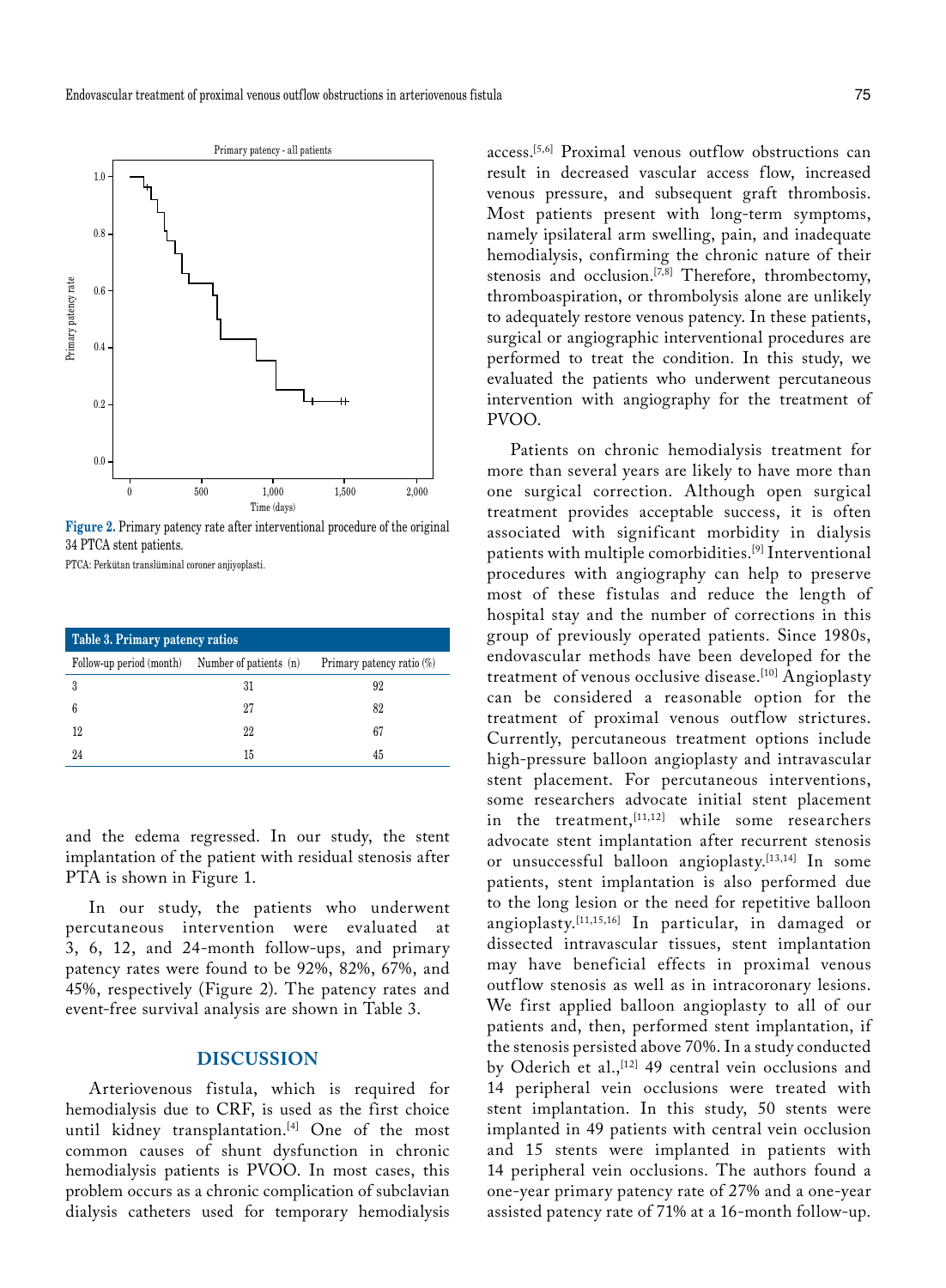**Figure 2.** Primary patency rate after interventional procedure of the original 34 PTCA stent patients.

PTCA: Perkütan translüminal coroner anjiyoplasti.

**Table 3. Primary patency ratios**

| Follow-up period (month) | Number of patients (n) | Primary patency ratio (%) |
|---|---|---|
| 3 | 31 | 92 |
| 6 | 27 | 82 |
| 12 | 22 | 67 |
| 24 | 15 | 45 |

and the edema regressed. In our study, the stent implantation of the patient with residual stenosis after PTA is shown in Figure 1.

In our study, the patients who underwent percutaneous intervention were evaluated at 3, 6, 12, and 24-month follow-ups, and primary patency rates were found to be 92%, 82%, 67%, and 45%, respectively (Figure 2). The patency rates and event-free survival analysis are shown in Table 3.

## DISCUSSION

Arteriovenous fistula, which is required for hemodialysis due to CRF, is used as the first choice until kidney transplantation.[4] One of the most common causes of shunt dysfunction in chronic hemodialysis patients is PVOO. In most cases, this problem occurs as a chronic complication of subclavian dialysis catheters used for temporary hemodialysis access.[5,6] Proximal venous outflow obstructions can result in decreased vascular access flow, increased venous pressure, and subsequent graft thrombosis. Most patients present with long-term symptoms, namely ipsilateral arm swelling, pain, and inadequate hemodialysis, confirming the chronic nature of their stenosis and occlusion.[7,8] Therefore, thrombectomy, thromboaspiration, or thrombolysis alone are unlikely to adequately restore venous patency. In these patients, surgical or angiographic interventional procedures are performed to treat the condition. In this study, we evaluated the patients who underwent percutaneous intervention with angiography for the treatment of PVOO.

Patients on chronic hemodialysis treatment for more than several years are likely to have more than one surgical correction. Although open surgical treatment provides acceptable success, it is often associated with significant morbidity in dialysis patients with multiple comorbidities.[9] Interventional procedures with angiography can help to preserve most of these fistulas and reduce the length of hospital stay and the number of corrections in this group of previously operated patients. Since 1980s, endovascular methods have been developed for the treatment of venous occlusive disease.[10] Angioplasty can be considered a reasonable option for the treatment of proximal venous outflow strictures. Currently, percutaneous treatment options include high-pressure balloon angioplasty and intravascular stent placement. For percutaneous interventions, some researchers advocate initial stent placement in the treatment,[11,12] while some researchers advocate stent implantation after recurrent stenosis or unsuccessful balloon angioplasty.[13,14] In some patients, stent implantation is also performed due to the long lesion or the need for repetitive balloon angioplasty.[11,15,16] In particular, in damaged or dissected intravascular tissues, stent implantation may have beneficial effects in proximal venous outflow stenosis as well as in intracoronary lesions. We first applied balloon angioplasty to all of our patients and, then, performed stent implantation, if the stenosis persisted above 70%. In a study conducted by Oderich et al.,[12] 49 central vein occlusions and 14 peripheral vein occlusions were treated with stent implantation. In this study, 50 stents were implanted in 49 patients with central vein occlusion and 15 stents were implanted in patients with 14 peripheral vein occlusions. The authors found a one-year primary patency rate of 27% and a one-year assisted patency rate of 71% at a 16-month follow-up.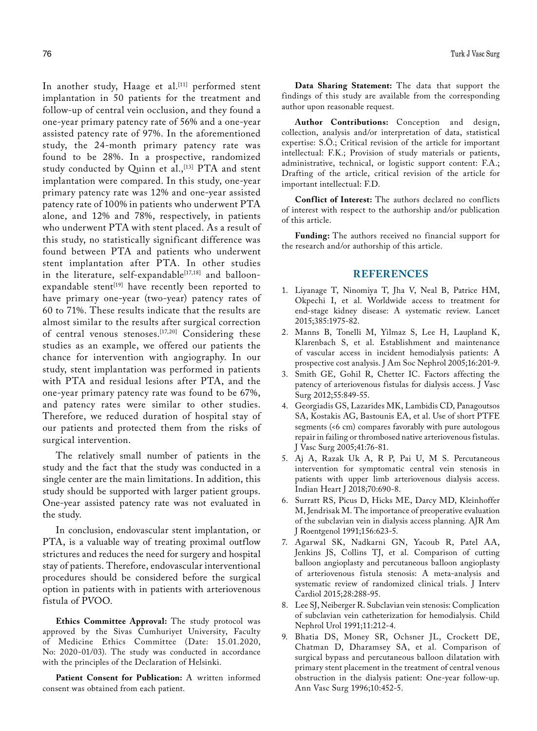In another study, Haage et al.[11] performed stent implantation in 50 patients for the treatment and follow-up of central vein occlusion, and they found a one-year primary patency rate of 56% and a one-year assisted patency rate of 97%. In the aforementioned study, the 24-month primary patency rate was found to be 28%. In a prospective, randomized study conducted by Quinn et al.,[13] PTA and stent implantation were compared. In this study, one-year primary patency rate was 12% and one-year assisted patency rate of 100% in patients who underwent PTA alone, and 12% and 78%, respectively, in patients who underwent PTA with stent placed. As a result of this study, no statistically significant difference was found between PTA and patients who underwent stent implantation after PTA. In other studies in the literature, self-expandable[17,18] and balloon-expandable stent[19] have recently been reported to have primary one-year (two-year) patency rates of 60 to 71%. These results indicate that the results are almost similar to the results after surgical correction of central venous stenoses.[17,20] Considering these studies as an example, we offered our patients the chance for intervention with angiography. In our study, stent implantation was performed in patients with PTA and residual lesions after PTA, and the one-year primary patency rate was found to be 67%, and patency rates were similar to other studies. Therefore, we reduced duration of hospital stay of our patients and protected them from the risks of surgical intervention.

The relatively small number of patients in the study and the fact that the study was conducted in a single center are the main limitations. In addition, this study should be supported with larger patient groups. One-year assisted patency rate was not evaluated in the study.

In conclusion, endovascular stent implantation, or PTA, is a valuable way of treating proximal outflow strictures and reduces the need for surgery and hospital stay of patients. Therefore, endovascular interventional procedures should be considered before the surgical option in patients with in patients with arteriovenous fistula of PVOO.

**Ethics Committee Approval:** The study protocol was approved by the Sivas Cumhuriyet University, Faculty of Medicine Ethics Committee (Date: 15.01.2020, No: 2020-01/03). The study was conducted in accordance with the principles of the Declaration of Helsinki.

**Patient Consent for Publication:** A written informed consent was obtained from each patient.

**Data Sharing Statement:** The data that support the findings of this study are available from the corresponding author upon reasonable request.

**Author Contributions:** Conception and design, collection, analysis and/or interpretation of data, statistical expertise: S.Ö.; Critical revision of the article for important intellectual: F.K.; Provision of study materials or patients, administrative, technical, or logistic support content: F.A.; Drafting of the article, critical revision of the article for important intellectual: F.D.

**Conflict of Interest:** The authors declared no conflicts of interest with respect to the authorship and/or publication of this article.

**Funding:** The authors received no financial support for the research and/or authorship of this article.

## REFERENCES

1. Liyanage T, Ninomiya T, Jha V, Neal B, Patrice HM, Okpechi I, et al. Worldwide access to treatment for end-stage kidney disease: A systematic review. Lancet 2015;385:1975-82.
2. Manns B, Tonelli M, Yilmaz S, Lee H, Laupland K, Klarenbach S, et al. Establishment and maintenance of vascular access in incident hemodialysis patients: A prospective cost analysis. J Am Soc Nephrol 2005;16:201-9.
3. Smith GE, Gohil R, Chetter IC. Factors affecting the patency of arteriovenous fistulas for dialysis access. J Vasc Surg 2012;55:849-55.
4. Georgiadis GS, Lazarides MK, Lambidis CD, Panagoutsos SA, Kostakis AG, Bastounis EA, et al. Use of short PTFE segments (<6 cm) compares favorably with pure autologous repair in failing or thrombosed native arteriovenous fistulas. J Vasc Surg 2005;41:76-81.
5. Aj A, Razak Uk A, R P, Pai U, M S. Percutaneous intervention for symptomatic central vein stenosis in patients with upper limb arteriovenous dialysis access. Indian Heart J 2018;70:690-8.
6. Surratt RS, Picus D, Hicks ME, Darcy MD, Kleinhoffer M, Jendrisak M. The importance of preoperative evaluation of the subclavian vein in dialysis access planning. AJR Am J Roentgenol 1991;156:623-5.
7. Agarwal SK, Nadkarni GN, Yacoub R, Patel AA, Jenkins JS, Collins TJ, et al. Comparison of cutting balloon angioplasty and percutaneous balloon angioplasty of arteriovenous fistula stenosis: A meta-analysis and systematic review of randomized clinical trials. J Interv Cardiol 2015;28:288-95.
8. Lee SJ, Neiberger R. Subclavian vein stenosis: Complication of subclavian vein catheterization for hemodialysis. Child Nephrol Urol 1991;11:212-4.
9. Bhatia DS, Money SR, Ochsner JL, Crockett DE, Chatman D, Dharamsey SA, et al. Comparison of surgical bypass and percutaneous balloon dilatation with primary stent placement in the treatment of central venous obstruction in the dialysis patient: One-year follow-up. Ann Vasc Surg 1996;10:452-5.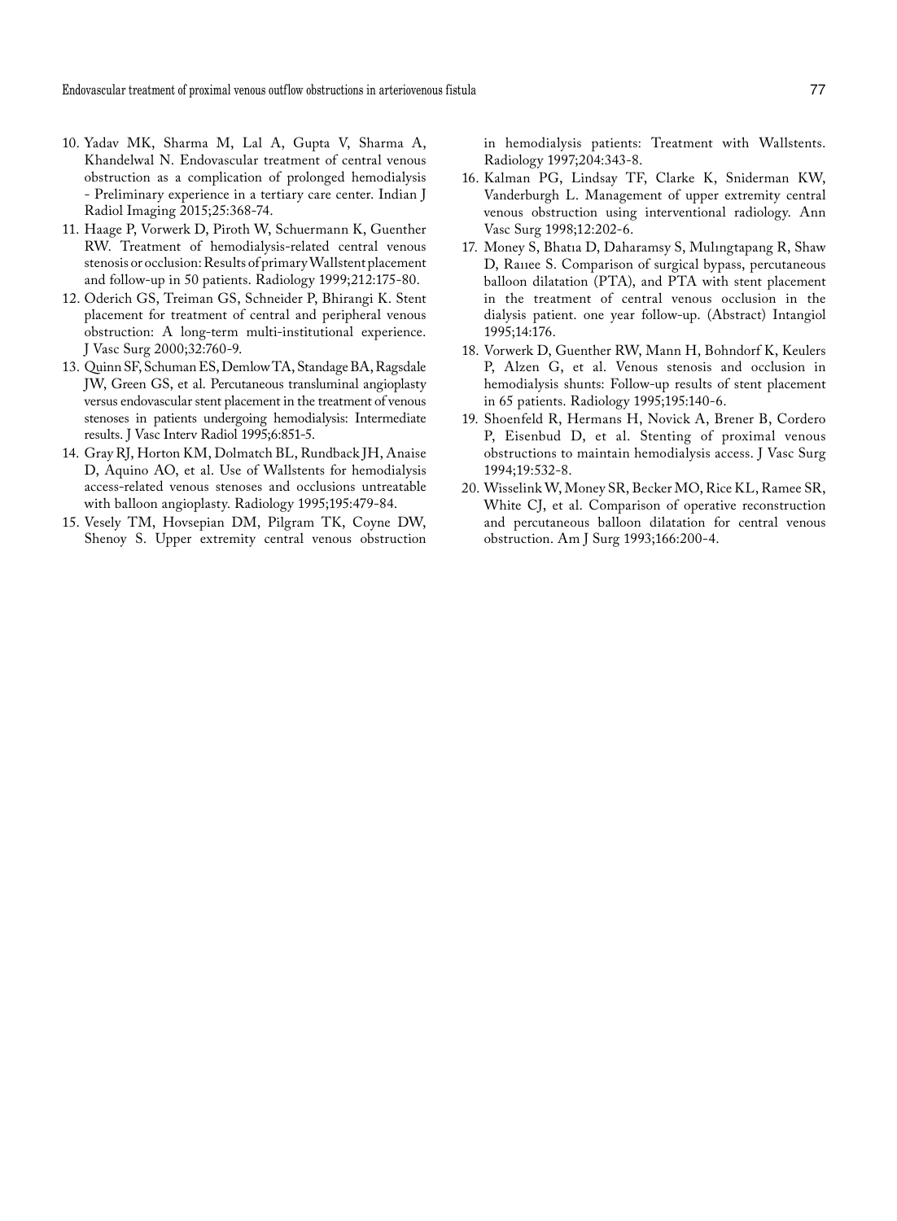10. Yadav MK, Sharma M, Lal A, Gupta V, Sharma A, Khandelwal N. Endovascular treatment of central venous obstruction as a complication of prolonged hemodialysis - Preliminary experience in a tertiary care center. Indian J Radiol Imaging 2015;25:368-74.
11. Haage P, Vorwerk D, Piroth W, Schuermann K, Guenther RW. Treatment of hemodialysis-related central venous stenosis or occlusion: Results of primary Wallstent placement and follow-up in 50 patients. Radiology 1999;212:175-80.
12. Oderich GS, Treiman GS, Schneider P, Bhirangi K. Stent placement for treatment of central and peripheral venous obstruction: A long-term multi-institutional experience. J Vasc Surg 2000;32:760-9.
13. Quinn SF, Schuman ES, Demlow TA, Standage BA, Ragsdale JW, Green GS, et al. Percutaneous transluminal angioplasty versus endovascular stent placement in the treatment of venous stenoses in patients undergoing hemodialysis: Intermediate results. J Vasc Interv Radiol 1995;6:851-5.
14. Gray RJ, Horton KM, Dolmatch BL, Rundback JH, Anaise D, Aquino AO, et al. Use of Wallstents for hemodialysis access-related venous stenoses and occlusions untreatable with balloon angioplasty. Radiology 1995;195:479-84.
15. Vesely TM, Hovsepian DM, Pilgram TK, Coyne DW, Shenoy S. Upper extremity central venous obstruction in hemodialysis patients: Treatment with Wallstents. Radiology 1997;204:343-8.
16. Kalman PG, Lindsay TF, Clarke K, Sniderman KW, Vanderburgh L. Management of upper extremity central venous obstruction using interventional radiology. Ann Vasc Surg 1998;12:202-6.
17. Money S, Bhatıa D, Daharamsy S, Mulıngtapang R, Shaw D, Raıee S. Comparison of surgical bypass, percutaneous balloon dilatation (PTA), and PTA with stent placement in the treatment of central venous occlusion in the dialysis patient. one year follow-up. (Abstract) Intangiol 1995;14:176.
18. Vorwerk D, Guenther RW, Mann H, Bohndorf K, Keulers P, Alzen G, et al. Venous stenosis and occlusion in hemodialysis shunts: Follow-up results of stent placement in 65 patients. Radiology 1995;195:140-6.
19. Shoenfeld R, Hermans H, Novick A, Brener B, Cordero P, Eisenbud D, et al. Stenting of proximal venous obstructions to maintain hemodialysis access. J Vasc Surg 1994;19:532-8.
20. Wisselink W, Money SR, Becker MO, Rice KL, Ramee SR, White CJ, et al. Comparison of operative reconstruction and percutaneous balloon dilatation for central venous obstruction. Am J Surg 1993;166:200-4.